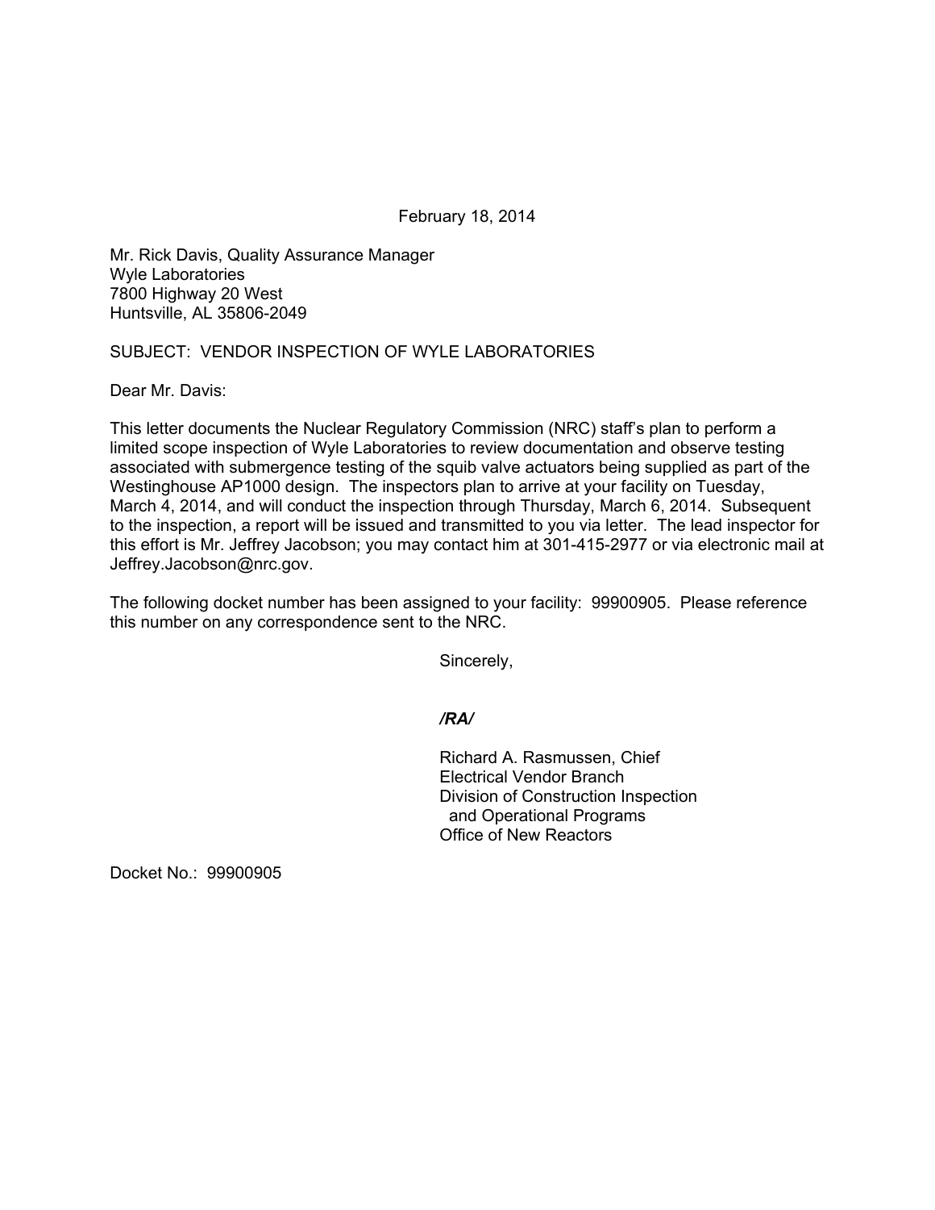February 18, 2014

Mr. Rick Davis, Quality Assurance Manager
Wyle Laboratories
7800 Highway 20 West
Huntsville, AL 35806-2049

SUBJECT: VENDOR INSPECTION OF WYLE LABORATORIES

Dear Mr. Davis:

This letter documents the Nuclear Regulatory Commission (NRC) staff's plan to perform a limited scope inspection of Wyle Laboratories to review documentation and observe testing associated with submergence testing of the squib valve actuators being supplied as part of the Westinghouse AP1000 design. The inspectors plan to arrive at your facility on Tuesday, March 4, 2014, and will conduct the inspection through Thursday, March 6, 2014. Subsequent to the inspection, a report will be issued and transmitted to you via letter. The lead inspector for this effort is Mr. Jeffrey Jacobson; you may contact him at 301-415-2977 or via electronic mail at Jeffrey.Jacobson@nrc.gov.

The following docket number has been assigned to your facility: 99900905. Please reference this number on any correspondence sent to the NRC.

Sincerely,

*/RA/*

Richard A. Rasmussen, Chief
Electrical Vendor Branch
Division of Construction Inspection
and Operational Programs
Office of New Reactors

Docket No.: 99900905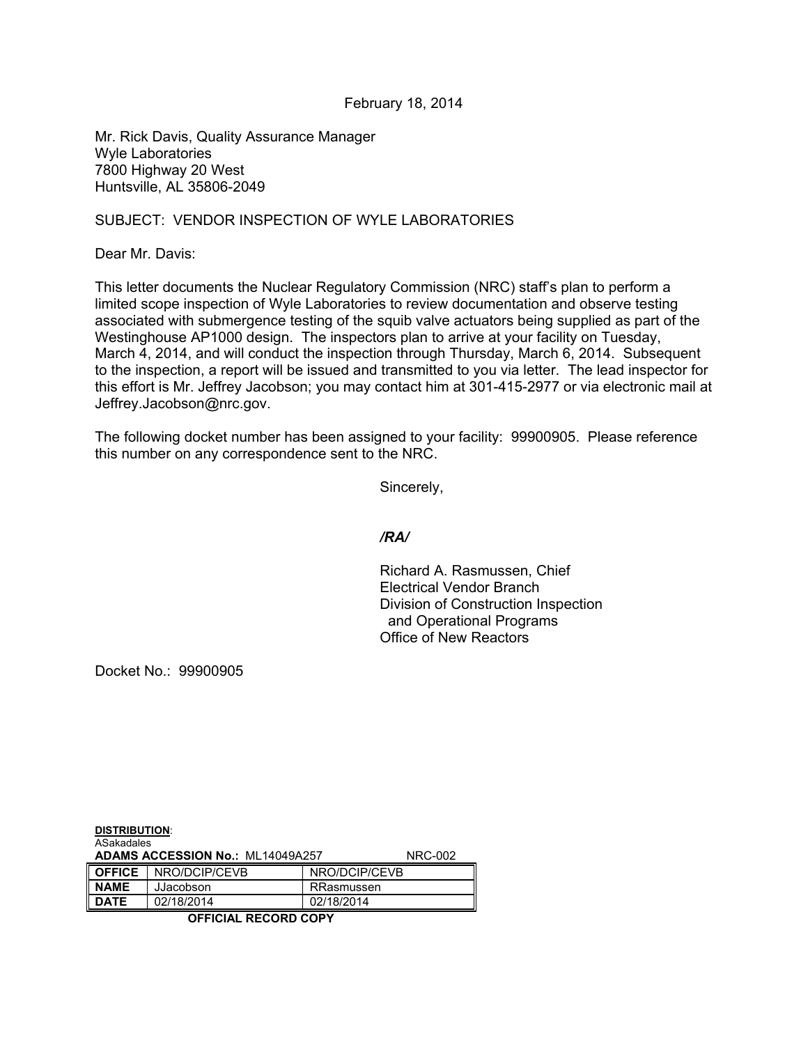February 18, 2014

Mr. Rick Davis, Quality Assurance Manager
Wyle Laboratories
7800 Highway 20 West
Huntsville, AL 35806-2049

SUBJECT: VENDOR INSPECTION OF WYLE LABORATORIES

Dear Mr. Davis:

This letter documents the Nuclear Regulatory Commission (NRC) staff's plan to perform a limited scope inspection of Wyle Laboratories to review documentation and observe testing associated with submergence testing of the squib valve actuators being supplied as part of the Westinghouse AP1000 design. The inspectors plan to arrive at your facility on Tuesday, March 4, 2014, and will conduct the inspection through Thursday, March 6, 2014. Subsequent to the inspection, a report will be issued and transmitted to you via letter. The lead inspector for this effort is Mr. Jeffrey Jacobson; you may contact him at 301-415-2977 or via electronic mail at Jeffrey.Jacobson@nrc.gov.

The following docket number has been assigned to your facility: 99900905. Please reference this number on any correspondence sent to the NRC.

Sincerely,

*/RA/*

Richard A. Rasmussen, Chief
Electrical Vendor Branch
Division of Construction Inspection
and Operational Programs
Office of New Reactors

Docket No.: 99900905

**DISTRIBUTION**:
ASakadales

**ADAMS ACCESSION No.:** ML14049A257 NRC-002

| **OFFICE** | NRO/DCIP/CEVB | NRO/DCIP/CEVB |
|---|---|---|
| **NAME** | JJacobson | RRasmussen |
| **DATE** | 02/18/2014 | 02/18/2014 |

**OFFICIAL RECORD COPY**